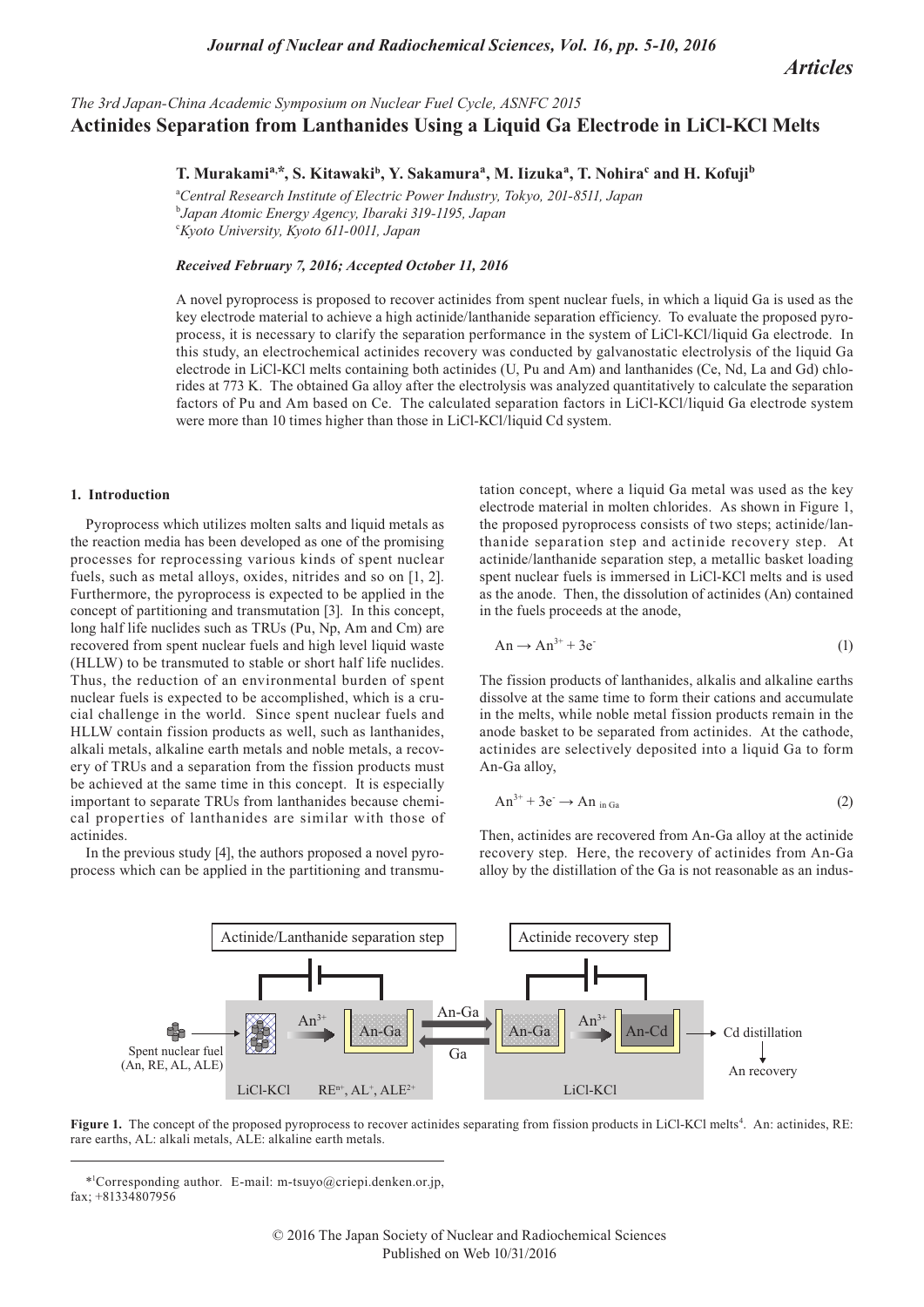*The 3rd Japan-China Academic Symposium on Nuclear Fuel Cycle, ASNFC 2015*

# Actinides Separation from Lanthanides Using a Liquid Ga Electrode in LiCl-KCl Melts

**T. Murakami[a,*], S. Kitawaki[b], Y. Sakamura[a], M. Iizuka[a], T. Nohira[c] and H. Kofuji[b]**

[a]*Central Research Institute of Electric Power Industry, Tokyo, 201-8511, Japan*
[b]*Japan Atomic Energy Agency, Ibaraki 319-1195, Japan*
[c]*Kyoto University, Kyoto 611-0011, Japan*

***Received February 7, 2016; Accepted October 11, 2016***

A novel pyroprocess is proposed to recover actinides from spent nuclear fuels, in which a liquid Ga is used as the key electrode material to achieve a high actinide/lanthanide separation efficiency. To evaluate the proposed pyroprocess, it is necessary to clarify the separation performance in the system of LiCl-KCl/liquid Ga electrode. In this study, an electrochemical actinides recovery was conducted by galvanostatic electrolysis of the liquid Ga electrode in LiCl-KCl melts containing both actinides (U, Pu and Am) and lanthanides (Ce, Nd, La and Gd) chlorides at 773 K. The obtained Ga alloy after the electrolysis was analyzed quantitatively to calculate the separation factors of Pu and Am based on Ce. The calculated separation factors in LiCl-KCl/liquid Ga electrode system were more than 10 times higher than those in LiCl-KCl/liquid Cd system.

## 1. Introduction

Pyroprocess which utilizes molten salts and liquid metals as the reaction media has been developed as one of the promising processes for reprocessing various kinds of spent nuclear fuels, such as metal alloys, oxides, nitrides and so on [1, 2]. Furthermore, the pyroprocess is expected to be applied in the concept of partitioning and transmutation [3]. In this concept, long half life nuclides such as TRUs (Pu, Np, Am and Cm) are recovered from spent nuclear fuels and high level liquid waste (HLLW) to be transmuted to stable or short half life nuclides. Thus, the reduction of an environmental burden of spent nuclear fuels is expected to be accomplished, which is a crucial challenge in the world. Since spent nuclear fuels and HLLW contain fission products as well, such as lanthanides, alkali metals, alkaline earth metals and noble metals, a recovery of TRUs and a separation from the fission products must be achieved at the same time in this concept. It is especially important to separate TRUs from lanthanides because chemical properties of lanthanides are similar with those of actinides.

In the previous study [4], the authors proposed a novel pyroprocess which can be applied in the partitioning and transmutation concept, where a liquid Ga metal was used as the key electrode material in molten chlorides. As shown in Figure 1, the proposed pyroprocess consists of two steps; actinide/lanthanide separation step and actinide recovery step. At actinide/lanthanide separation step, a metallic basket loading spent nuclear fuels is immersed in LiCl-KCl melts and is used as the anode. Then, the dissolution of actinides (An) contained in the fuels proceeds at the anode,

$$An \rightarrow An^{3+} + 3e^- \tag{1}$$

The fission products of lanthanides, alkalis and alkaline earths dissolve at the same time to form their cations and accumulate in the melts, while noble metal fission products remain in the anode basket to be separated from actinides. At the cathode, actinides are selectively deposited into a liquid Ga to form An-Ga alloy,

$$An^{3+} + 3e^- \rightarrow An_{\text{in Ga}} \tag{2}$$

Then, actinides are recovered from An-Ga alloy at the actinide recovery step. Here, the recovery of actinides from An-Ga alloy by the distillation of the Ga is not reasonable as an indus-

**Figure 1.** The concept of the proposed pyroprocess to recover actinides separating from fission products in LiCl-KCl melts[4]. An: actinides, RE: rare earths, AL: alkali metals, ALE: alkaline earth metals.

*[1]Corresponding author. E-mail: m-tsuyo@criepi.denken.or.jp, fax; +81334807956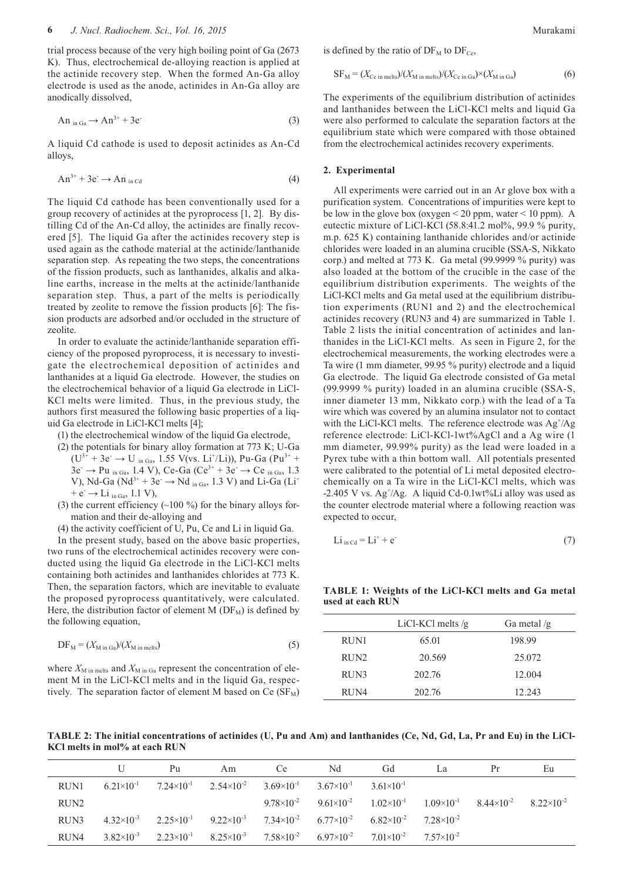trial process because of the very high boiling point of Ga (2673 K). Thus, electrochemical de-alloying reaction is applied at the actinide recovery step. When the formed An-Ga alloy electrode is used as the anode, actinides in An-Ga alloy are anodically dissolved,

$$An_{\text{ in Ga}} \rightarrow An^{3+} + 3e^- \quad (3)$$

A liquid Cd cathode is used to deposit actinides as An-Cd alloys,

$$An^{3+} + 3e^- \rightarrow An_{\text{ in Cd}} \quad (4)$$

The liquid Cd cathode has been conventionally used for a group recovery of actinides at the pyroprocess [1, 2]. By distilling Cd of the An-Cd alloy, the actinides are finally recovered [5]. The liquid Ga after the actinides recovery step is used again as the cathode material at the actinide/lanthanide separation step. As repeating the two steps, the concentrations of the fission products, such as lanthanides, alkalis and alkaline earths, increase in the melts at the actinide/lanthanide separation step. Thus, a part of the melts is periodically treated by zeolite to remove the fission products [6]: The fission products are adsorbed and/or occluded in the structure of zeolite.

In order to evaluate the actinide/lanthanide separation efficiency of the proposed pyroprocess, it is necessary to investigate the electrochemical deposition of actinides and lanthanides at a liquid Ga electrode. However, the studies on the electrochemical behavior of a liquid Ga electrode in LiCl-KCl melts were limited. Thus, in the previous study, the authors first measured the following basic properties of a liquid Ga electrode in LiCl-KCl melts [4];

(1) the electrochemical window of the liquid Ga electrode,

(2) the potentials for binary alloy formation at 773 K; U-Ga ($U^{3+} + 3e^- \rightarrow U_{\text{ in Ga}}$, 1.55 V(vs. $Li^+$/Li)), Pu-Ga ($Pu^{3+} + 3e^- \rightarrow Pu_{\text{ in Ga}}$, 1.4 V), Ce-Ga ($Ce^{3+} + 3e^- \rightarrow Ce_{\text{ in Ga}}$, 1.3 V), Nd-Ga ($Nd^{3+} + 3e^- \rightarrow Nd_{\text{ in Ga}}$, 1.3 V) and Li-Ga ($Li^+ + e^- \rightarrow Li_{\text{ in Ga}}$, 1.1 V),

(3) the current efficiency (~100 %) for the binary alloys formation and their de-alloying and

(4) the activity coefficient of U, Pu, Ce and Li in liquid Ga.

In the present study, based on the above basic properties, two runs of the electrochemical actinides recovery were conducted using the liquid Ga electrode in the LiCl-KCl melts containing both actinides and lanthanides chlorides at 773 K. Then, the separation factors, which are inevitable to evaluate the proposed pyroprocess quantitatively, were calculated. Here, the distribution factor of element M ($DF_M$) is defined by the following equation,

$$DF_M = (X_{\text{M in Ga}})/(X_{\text{M in melts}}) \quad (5)$$

where $X_{\text{M in melts}}$ and $X_{\text{M in Ga}}$ represent the concentration of element M in the LiCl-KCl melts and in the liquid Ga, respectively. The separation factor of element M based on Ce ($SF_M$) is defined by the ratio of $DF_M$ to $DF_{Ce}$,

$$SF_M = (X_{\text{Ce in melts}})/(X_{\text{M in melts}})/(X_{\text{Ce in Ga}})\times(X_{\text{M in Ga}}) \quad (6)$$

The experiments of the equilibrium distribution of actinides and lanthanides between the LiCl-KCl melts and liquid Ga were also performed to calculate the separation factors at the equilibrium state which were compared with those obtained from the electrochemical actinides recovery experiments.

## 2. Experimental

All experiments were carried out in an Ar glove box with a purification system. Concentrations of impurities were kept to be low in the glove box (oxygen < 20 ppm, water < 10 ppm). A eutectic mixture of LiCl-KCl (58.8:41.2 mol%, 99.9 % purity, m.p. 625 K) containing lanthanide chlorides and/or actinide chlorides were loaded in an alumina crucible (SSA-S, Nikkato corp.) and melted at 773 K. Ga metal (99.9999 % purity) was also loaded at the bottom of the crucible in the case of the equilibrium distribution experiments. The weights of the LiCl-KCl melts and Ga metal used at the equilibrium distribution experiments (RUN1 and 2) and the electrochemical actinides recovery (RUN3 and 4) are summarized in Table 1. Table 2 lists the initial concentration of actinides and lanthanides in the LiCl-KCl melts. As seen in Figure 2, for the electrochemical measurements, the working electrodes were a Ta wire (1 mm diameter, 99.95 % purity) electrode and a liquid Ga electrode. The liquid Ga electrode consisted of Ga metal (99.9999 % purity) loaded in an alumina crucible (SSA-S, inner diameter 13 mm, Nikkato corp.) with the lead of a Ta wire which was covered by an alumina insulator not to contact with the LiCl-KCl melts. The reference electrode was $Ag^+$/Ag reference electrode: LiCl-KCl-1wt%AgCl and a Ag wire (1 mm diameter, 99.99% purity) as the lead were loaded in a Pyrex tube with a thin bottom wall. All potentials presented were calibrated to the potential of Li metal deposited electrochemically on a Ta wire in the LiCl-KCl melts, which was -2.405 V vs. $Ag^+$/Ag. A liquid Cd-0.1wt%Li alloy was used as the counter electrode material where a following reaction was expected to occur,

$$Li_{\text{ in Cd}} = Li^+ + e^- \quad (7)$$

**TABLE 1: Weights of the LiCl-KCl melts and Ga metal used at each RUN**

| | LiCl-KCl melts /g | Ga metal /g |
|---|---|---|
| RUN1 | 65.01 | 198.99 |
| RUN2 | 20.569 | 25.072 |
| RUN3 | 202.76 | 12.004 |
| RUN4 | 202.76 | 12.243 |

**TABLE 2: The initial concentrations of actinides (U, Pu and Am) and lanthanides (Ce, Nd, Gd, La, Pr and Eu) in the LiCl-KCl melts in mol% at each RUN**

| | U | Pu | Am | Ce | Nd | Gd | La | Pr | Eu |
|---|---|---|---|---|---|---|---|---|---|
| RUN1 | $6.21\times10^{-1}$ | $7.24\times10^{-1}$ | $2.54\times10^{-2}$ | $3.69\times10^{-1}$ | $3.67\times10^{-1}$ | $3.61\times10^{-1}$ | | | |
| RUN2 | | | | $9.78\times10^{-2}$ | $9.61\times10^{-2}$ | $1.02\times10^{-1}$ | $1.09\times10^{-1}$ | $8.44\times10^{-2}$ | $8.22\times10^{-2}$ |
| RUN3 | $4.32\times10^{-3}$ | $2.25\times10^{-1}$ | $9.22\times10^{-3}$ | $7.34\times10^{-2}$ | $6.77\times10^{-2}$ | $6.82\times10^{-2}$ | $7.28\times10^{-2}$ | | |
| RUN4 | $3.82\times10^{-3}$ | $2.23\times10^{-1}$ | $8.25\times10^{-3}$ | $7.58\times10^{-2}$ | $6.97\times10^{-2}$ | $7.01\times10^{-2}$ | $7.57\times10^{-2}$ | | |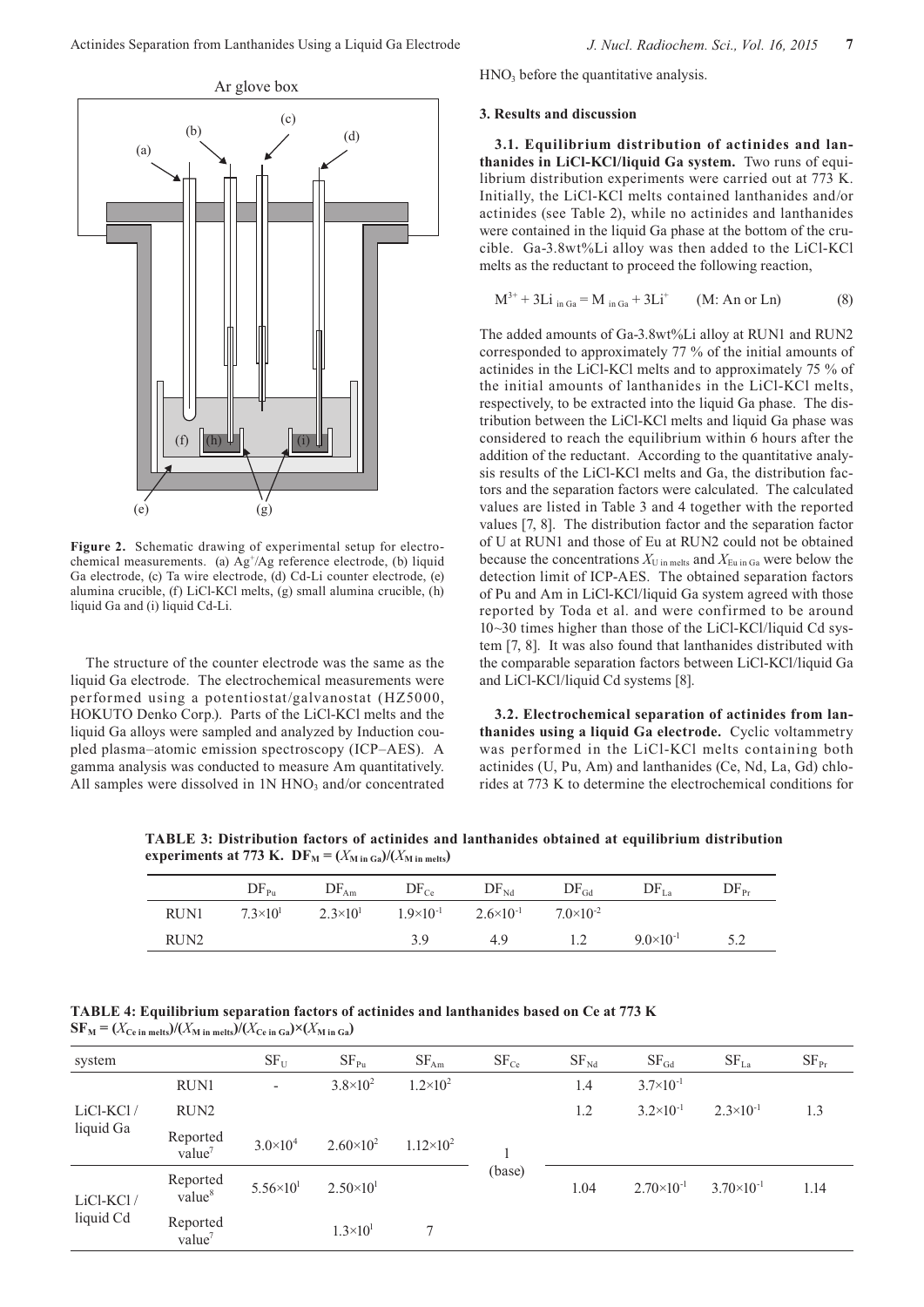Figure 2. Schematic drawing of experimental setup for electrochemical measurements. (a) $Ag^+/Ag$ reference electrode, (b) liquid Ga electrode, (c) Ta wire electrode, (d) Cd-Li counter electrode, (e) alumina crucible, (f) LiCl-KCl melts, (g) small alumina crucible, (h) liquid Ga and (i) liquid Cd-Li.

The structure of the counter electrode was the same as the liquid Ga electrode. The electrochemical measurements were performed using a potentiostat/galvanostat (HZ5000, HOKUTO Denko Corp.). Parts of the LiCl-KCl melts and the liquid Ga alloys were sampled and analyzed by Induction coupled plasma–atomic emission spectroscopy (ICP–AES). A gamma analysis was conducted to measure Am quantitatively. All samples were dissolved in 1N $HNO_3$ and/or concentrated $HNO_3$ before the quantitative analysis.

### 3. Results and discussion

**3.1. Equilibrium distribution of actinides and lanthanides in LiCl-KCl/liquid Ga system.** Two runs of equilibrium distribution experiments were carried out at 773 K. Initially, the LiCl-KCl melts contained lanthanides and/or actinides (see Table 2), while no actinides and lanthanides were contained in the liquid Ga phase at the bottom of the crucible. Ga-3.8wt%Li alloy was then added to the LiCl-KCl melts as the reductant to proceed the following reaction,

$$M^{3+} + 3Li_{\text{ in Ga}} = M_{\text{ in Ga}} + 3Li^{+} \quad \text{(M: An or Ln)} \tag{8}$$

The added amounts of Ga-3.8wt%Li alloy at RUN1 and RUN2 corresponded to approximately 77 % of the initial amounts of actinides in the LiCl-KCl melts and to approximately 75 % of the initial amounts of lanthanides in the LiCl-KCl melts, respectively, to be extracted into the liquid Ga phase. The distribution between the LiCl-KCl melts and liquid Ga phase was considered to reach the equilibrium within 6 hours after the addition of the reductant. According to the quantitative analysis results of the LiCl-KCl melts and Ga, the distribution factors and the separation factors were calculated. The calculated values are listed in Table 3 and 4 together with the reported values [7, 8]. The distribution factor and the separation factor of U at RUN1 and those of Eu at RUN2 could not be obtained because the concentrations $X_{\text{U in melts}}$ and $X_{\text{Eu in Ga}}$ were below the detection limit of ICP-AES. The obtained separation factors of Pu and Am in LiCl-KCl/liquid Ga system agreed with those reported by Toda et al. and were confirmed to be around 10~30 times higher than those of the LiCl-KCl/liquid Cd system [7, 8]. It was also found that lanthanides distributed with the comparable separation factors between LiCl-KCl/liquid Ga and LiCl-KCl/liquid Cd systems [8].

**3.2. Electrochemical separation of actinides from lanthanides using a liquid Ga electrode.** Cyclic voltammetry was performed in the LiCl-KCl melts containing both actinides (U, Pu, Am) and lanthanides (Ce, Nd, La, Gd) chlorides at 773 K to determine the electrochemical conditions for

**TABLE 3: Distribution factors of actinides and lanthanides obtained at equilibrium distribution experiments at 773 K. $DF_M = (X_{\text{M in Ga}})/(X_{\text{M in melts}})$**

| | $DF_{Pu}$ | $DF_{Am}$ | $DF_{Ce}$ | $DF_{Nd}$ | $DF_{Gd}$ | $DF_{La}$ | $DF_{Pr}$ |
|---|---|---|---|---|---|---|---|
| RUN1 | $7.3\times10^{1}$ | $2.3\times10^{1}$ | $1.9\times10^{-1}$ | $2.6\times10^{-1}$ | $7.0\times10^{-2}$ | | |
| RUN2 | | | 3.9 | 4.9 | 1.2 | $9.0\times10^{-1}$ | 5.2 |

**TABLE 4: Equilibrium separation factors of actinides and lanthanides based on Ce at 773 K $SF_M = (X_{\text{Ce in melts}})/(X_{\text{M in melts}})/(X_{\text{Ce in Ga}})\times(X_{\text{M in Ga}})$**

| system | | $SF_U$ | $SF_{Pu}$ | $SF_{Am}$ | $SF_{Ce}$ | $SF_{Nd}$ | $SF_{Gd}$ | $SF_{La}$ | $SF_{Pr}$ |
|---|---|---|---|---|---|---|---|---|---|
| LiCl-KCl / liquid Ga | RUN1 | - | $3.8\times10^{2}$ | $1.2\times10^{2}$ | 1 (base) | 1.4 | $3.7\times10^{-1}$ | | |
| | RUN2 | | | | | 1.2 | $3.2\times10^{-1}$ | $2.3\times10^{-1}$ | 1.3 |
| | Reported value[7] | $3.0\times10^{4}$ | $2.60\times10^{2}$ | $1.12\times10^{2}$ | | | | | |
| LiCl-KCl / liquid Cd | Reported value[8] | $5.56\times10^{1}$ | $2.50\times10^{1}$ | | | 1.04 | $2.70\times10^{-1}$ | $3.70\times10^{-1}$ | 1.14 |
| | Reported value[7] | | $1.3\times10^{1}$ | 7 | | | | | |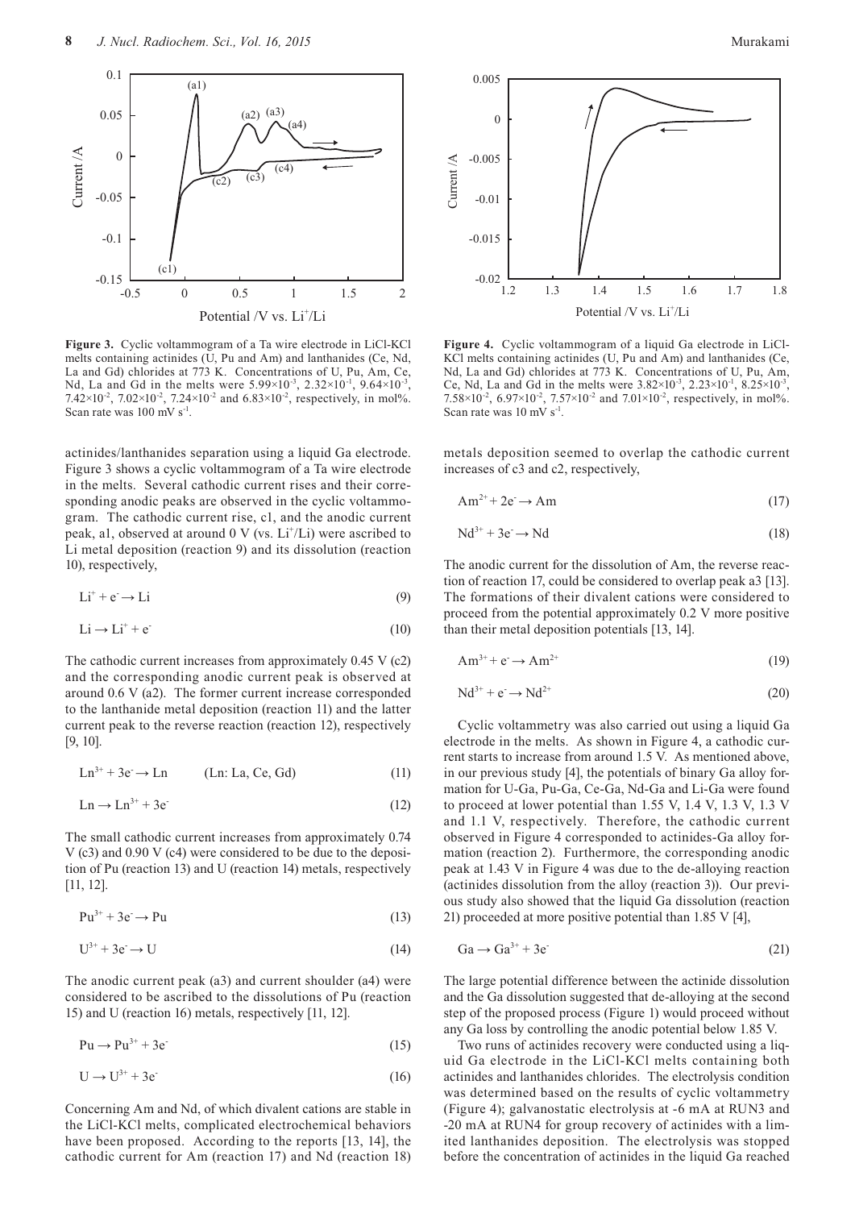**Figure 3.** Cyclic voltammogram of a Ta wire electrode in LiCl-KCl melts containing actinides (U, Pu and Am) and lanthanides (Ce, Nd, La and Gd) chlorides at 773 K. Concentrations of U, Pu, Am, Ce, Nd, La and Gd in the melts were $5.99\times10^{-3}$, $2.32\times10^{-1}$, $9.64\times10^{-3}$, $7.42\times10^{-2}$, $7.02\times10^{-2}$, $7.24\times10^{-2}$ and $6.83\times10^{-2}$, respectively, in mol%. Scan rate was 100 mV $s^{-1}$.

**Figure 4.** Cyclic voltammogram of a liquid Ga electrode in LiCl-KCl melts containing actinides (U, Pu and Am) and lanthanides (Ce, Nd, La and Gd) chlorides at 773 K. Concentrations of U, Pu, Am, Ce, Nd, La and Gd in the melts were $3.82\times10^{-3}$, $2.23\times10^{-1}$, $8.25\times10^{-3}$, $7.58\times10^{-2}$, $6.97\times10^{-2}$, $7.57\times10^{-2}$ and $7.01\times10^{-2}$, respectively, in mol%. Scan rate was 10 mV $s^{-1}$.

actinides/lanthanides separation using a liquid Ga electrode. Figure 3 shows a cyclic voltammogram of a Ta wire electrode in the melts. Several cathodic current rises and their corresponding anodic peaks are observed in the cyclic voltammogram. The cathodic current rise, c1, and the anodic current peak, a1, observed at around 0 V (vs. $Li^+/Li$) were ascribed to Li metal deposition (reaction 9) and its dissolution (reaction 10), respectively,

$$Li^+ + e^- \rightarrow Li \tag{9}$$

$$Li \rightarrow Li^+ + e^- \tag{10}$$

The cathodic current increases from approximately 0.45 V (c2) and the corresponding anodic current peak is observed at around 0.6 V (a2). The former current increase corresponded to the lanthanide metal deposition (reaction 11) and the latter current peak to the reverse reaction (reaction 12), respectively [9, 10].

$$Ln^{3+} + 3e^- \rightarrow Ln \qquad \text{(Ln: La, Ce, Gd)} \tag{11}$$

$$Ln \rightarrow Ln^{3+} + 3e^- \tag{12}$$

The small cathodic current increases from approximately 0.74 V (c3) and 0.90 V (c4) were considered to be due to the deposition of Pu (reaction 13) and U (reaction 14) metals, respectively [11, 12].

$$Pu^{3+} + 3e^- \rightarrow Pu \tag{13}$$

$$U^{3+} + 3e^- \rightarrow U \tag{14}$$

The anodic current peak (a3) and current shoulder (a4) were considered to be ascribed to the dissolutions of Pu (reaction 15) and U (reaction 16) metals, respectively [11, 12].

$$Pu \rightarrow Pu^{3+} + 3e^- \tag{15}$$

$$U \rightarrow U^{3+} + 3e^- \tag{16}$$

Concerning Am and Nd, of which divalent cations are stable in the LiCl-KCl melts, complicated electrochemical behaviors have been proposed. According to the reports [13, 14], the cathodic current for Am (reaction 17) and Nd (reaction 18) metals deposition seemed to overlap the cathodic current increases of c3 and c2, respectively,

$$Am^{2+} + 2e^- \rightarrow Am \tag{17}$$

$$Nd^{3+} + 3e^- \rightarrow Nd \tag{18}$$

The anodic current for the dissolution of Am, the reverse reaction of reaction 17, could be considered to overlap peak a3 [13]. The formations of their divalent cations were considered to proceed from the potential approximately 0.2 V more positive than their metal deposition potentials [13, 14].

$$Am^{3+} + e^- \rightarrow Am^{2+} \tag{19}$$

$$Nd^{3+} + e^- \rightarrow Nd^{2+} \tag{20}$$

Cyclic voltammetry was also carried out using a liquid Ga electrode in the melts. As shown in Figure 4, a cathodic current starts to increase from around 1.5 V. As mentioned above, in our previous study [4], the potentials of binary Ga alloy formation for U-Ga, Pu-Ga, Ce-Ga, Nd-Ga and Li-Ga were found to proceed at lower potential than 1.55 V, 1.4 V, 1.3 V, 1.3 V and 1.1 V, respectively. Therefore, the cathodic current observed in Figure 4 corresponded to actinides-Ga alloy formation (reaction 2). Furthermore, the corresponding anodic peak at 1.43 V in Figure 4 was due to the de-alloying reaction (actinides dissolution from the alloy (reaction 3)). Our previous study also showed that the liquid Ga dissolution (reaction 21) proceeded at more positive potential than 1.85 V [4],

$$Ga \rightarrow Ga^{3+} + 3e^- \tag{21}$$

The large potential difference between the actinide dissolution and the Ga dissolution suggested that de-alloying at the second step of the proposed process (Figure 1) would proceed without any Ga loss by controlling the anodic potential below 1.85 V.

Two runs of actinides recovery were conducted using a liquid Ga electrode in the LiCl-KCl melts containing both actinides and lanthanides chlorides. The electrolysis condition was determined based on the results of cyclic voltammetry (Figure 4); galvanostatic electrolysis at -6 mA at RUN3 and -20 mA at RUN4 for group recovery of actinides with a limited lanthanides deposition. The electrolysis was stopped before the concentration of actinides in the liquid Ga reached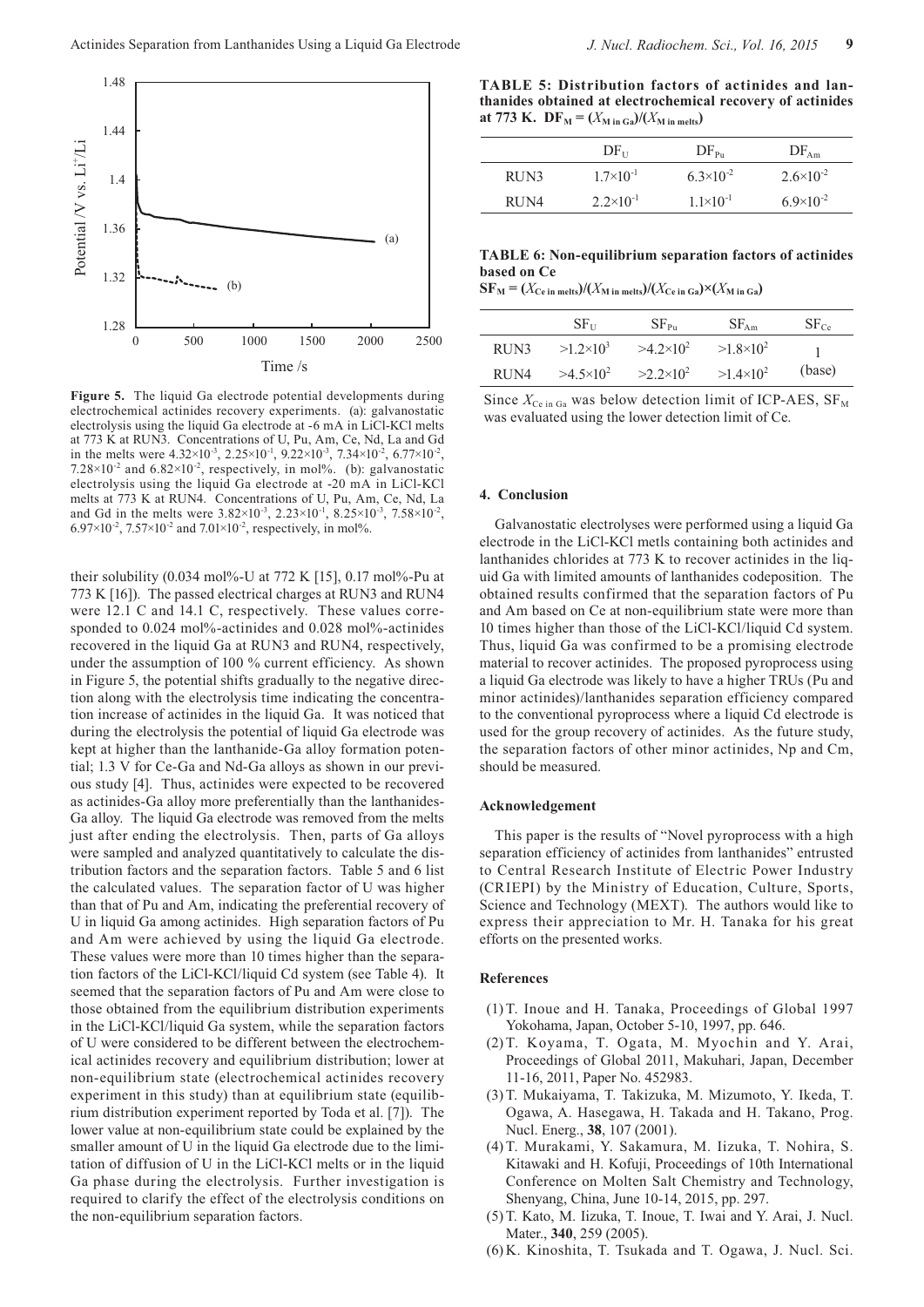**Figure 5.** The liquid Ga electrode potential developments during electrochemical actinides recovery experiments. (a): galvanostatic electrolysis using the liquid Ga electrode at -6 mA in LiCl-KCl melts at 773 K at RUN3. Concentrations of U, Pu, Am, Ce, Nd, La and Gd in the melts were $4.32\times10^{-3}$, $2.25\times10^{-1}$, $9.22\times10^{-3}$, $7.34\times10^{-2}$, $6.77\times10^{-2}$, $7.28\times10^{-2}$ and $6.82\times10^{-2}$, respectively, in mol%. (b): galvanostatic electrolysis using the liquid Ga electrode at -20 mA in LiCl-KCl melts at 773 K at RUN4. Concentrations of U, Pu, Am, Ce, Nd, La and Gd in the melts were $3.82\times10^{-3}$, $2.23\times10^{-1}$, $8.25\times10^{-3}$, $7.58\times10^{-2}$, $6.97\times10^{-2}$, $7.57\times10^{-2}$ and $7.01\times10^{-2}$, respectively, in mol%.

their solubility (0.034 mol%-U at 772 K [15], 0.17 mol%-Pu at 773 K [16]). The passed electrical charges at RUN3 and RUN4 were 12.1 C and 14.1 C, respectively. These values corresponded to 0.024 mol%-actinides and 0.028 mol%-actinides recovered in the liquid Ga at RUN3 and RUN4, respectively, under the assumption of 100 % current efficiency. As shown in Figure 5, the potential shifts gradually to the negative direction along with the electrolysis time indicating the concentration increase of actinides in the liquid Ga. It was noticed that during the electrolysis the potential of liquid Ga electrode was kept at higher than the lanthanide-Ga alloy formation potential; 1.3 V for Ce-Ga and Nd-Ga alloys as shown in our previous study [4]. Thus, actinides were expected to be recovered as actinides-Ga alloy more preferentially than the lanthanides-Ga alloy. The liquid Ga electrode was removed from the melts just after ending the electrolysis. Then, parts of Ga alloys were sampled and analyzed quantitatively to calculate the distribution factors and the separation factors. Table 5 and 6 list the calculated values. The separation factor of U was higher than that of Pu and Am, indicating the preferential recovery of U in liquid Ga among actinides. High separation factors of Pu and Am were achieved by using the liquid Ga electrode. These values were more than 10 times higher than the separation factors of the LiCl-KCl/liquid Cd system (see Table 4). It seemed that the separation factors of Pu and Am were close to those obtained from the equilibrium distribution experiments in the LiCl-KCl/liquid Ga system, while the separation factors of U were considered to be different between the electrochemical actinides recovery and equilibrium distribution; lower at non-equilibrium state (electrochemical actinides recovery experiment in this study) than at equilibrium state (equilibrium distribution experiment reported by Toda et al. [7]). The lower value at non-equilibrium state could be explained by the smaller amount of U in the liquid Ga electrode due to the limitation of diffusion of U in the LiCl-KCl melts or in the liquid Ga phase during the electrolysis. Further investigation is required to clarify the effect of the electrolysis conditions on the non-equilibrium separation factors.

**TABLE 5: Distribution factors of actinides and lanthanides obtained at electrochemical recovery of actinides at 773 K. $DF_M = (X_{M\ in\ Ga})/(X_{M\ in\ melts})$**

| | $DF_U$ | $DF_{Pu}$ | $DF_{Am}$ |
|---|---|---|---|
| RUN3 | $1.7\times10^{-1}$ | $6.3\times10^{-2}$ | $2.6\times10^{-2}$ |
| RUN4 | $2.2\times10^{-1}$ | $1.1\times10^{-1}$ | $6.9\times10^{-2}$ |

**TABLE 6: Non-equilibrium separation factors of actinides based on Ce**
**$SF_M = (X_{Ce\ in\ melts})/(X_{M\ in\ melts})/(X_{Ce\ in\ Ga})\times(X_{M\ in\ Ga})$**

| | $SF_U$ | $SF_{Pu}$ | $SF_{Am}$ | $SF_{Ce}$ |
|---|---|---|---|---|
| RUN3 | $>1.2\times10^{3}$ | $>4.2\times10^{2}$ | $>1.8\times10^{2}$ | 1 (base) |
| RUN4 | $>4.5\times10^{2}$ | $>2.2\times10^{2}$ | $>1.4\times10^{2}$ | |

Since $X_{Ce\ in\ Ga}$ was below detection limit of ICP-AES, $SF_M$ was evaluated using the lower detection limit of Ce.

## 4. Conclusion

Galvanostatic electrolyses were performed using a liquid Ga electrode in the LiCl-KCl metls containing both actinides and lanthanides chlorides at 773 K to recover actinides in the liquid Ga with limited amounts of lanthanides codeposition. The obtained results confirmed that the separation factors of Pu and Am based on Ce at non-equilibrium state were more than 10 times higher than those of the LiCl-KCl/liquid Cd system. Thus, liquid Ga was confirmed to be a promising electrode material to recover actinides. The proposed pyroprocess using a liquid Ga electrode was likely to have a higher TRUs (Pu and minor actinides)/lanthanides separation efficiency compared to the conventional pyroprocess where a liquid Cd electrode is used for the group recovery of actinides. As the future study, the separation factors of other minor actinides, Np and Cm, should be measured.

### Acknowledgement

This paper is the results of "Novel pyroprocess with a high separation efficiency of actinides from lanthanides" entrusted to Central Research Institute of Electric Power Industry (CRIEPI) by the Ministry of Education, Culture, Sports, Science and Technology (MEXT). The authors would like to express their appreciation to Mr. H. Tanaka for his great efforts on the presented works.

### References

(1) T. Inoue and H. Tanaka, Proceedings of Global 1997 Yokohama, Japan, October 5-10, 1997, pp. 646.

(2) T. Koyama, T. Ogata, M. Myochin and Y. Arai, Proceedings of Global 2011, Makuhari, Japan, December 11-16, 2011, Paper No. 452983.

(3) T. Mukaiyama, T. Takizuka, M. Mizumoto, Y. Ikeda, T. Ogawa, A. Hasegawa, H. Takada and H. Takano, Prog. Nucl. Energ., **38**, 107 (2001).

(4) T. Murakami, Y. Sakamura, M. Iizuka, T. Nohira, S. Kitawaki and H. Kofuji, Proceedings of 10th International Conference on Molten Salt Chemistry and Technology, Shenyang, China, June 10-14, 2015, pp. 297.

(5) T. Kato, M. Iizuka, T. Inoue, T. Iwai and Y. Arai, J. Nucl. Mater., **340**, 259 (2005).

(6) K. Kinoshita, T. Tsukada and T. Ogawa, J. Nucl. Sci.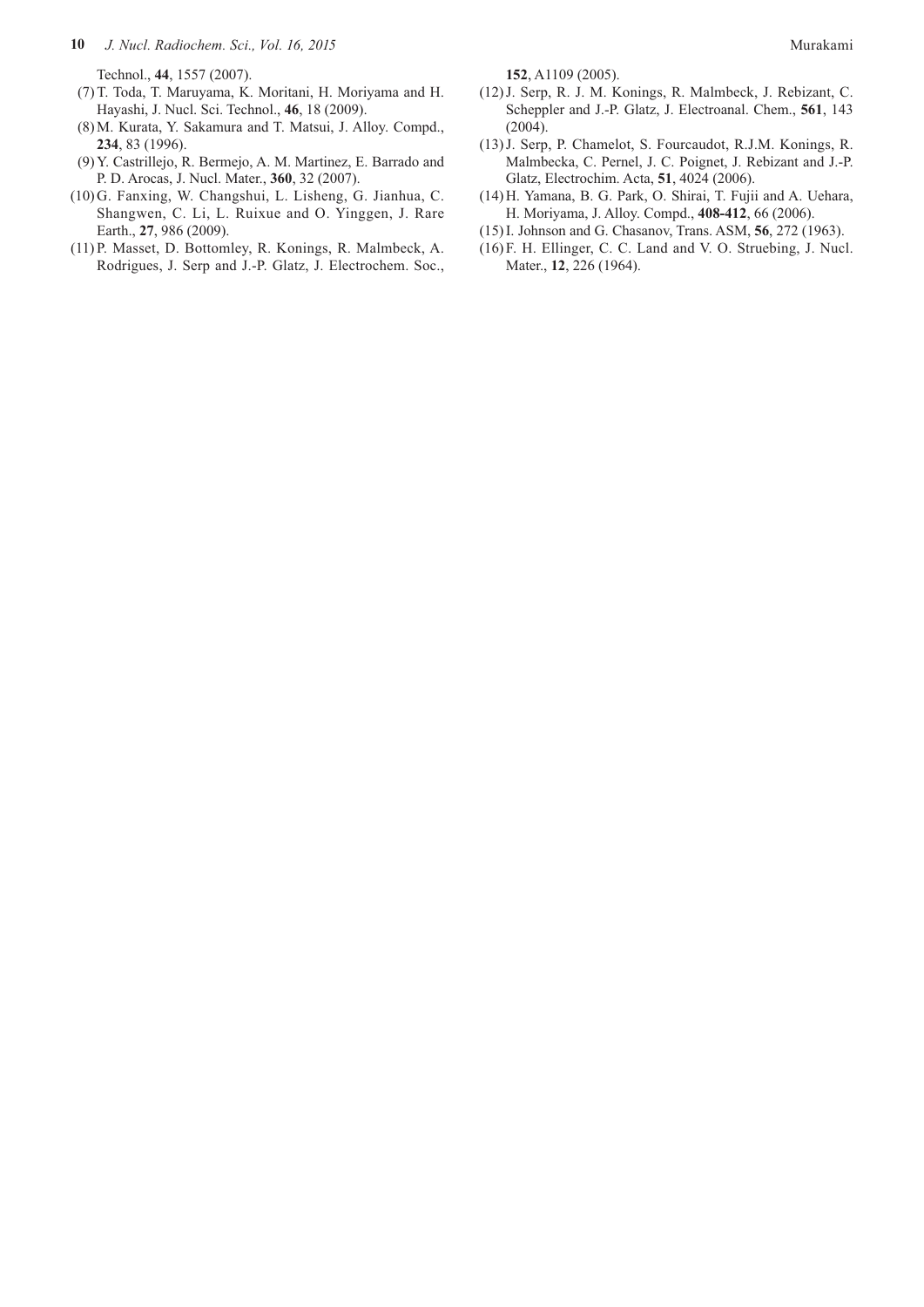Technol., **44**, 1557 (2007).

(7) T. Toda, T. Maruyama, K. Moritani, H. Moriyama and H. Hayashi, J. Nucl. Sci. Technol., **46**, 18 (2009).

(8) M. Kurata, Y. Sakamura and T. Matsui, J. Alloy. Compd., **234**, 83 (1996).

(9) Y. Castrillejo, R. Bermejo, A. M. Martinez, E. Barrado and P. D. Arocas, J. Nucl. Mater., **360**, 32 (2007).

(10) G. Fanxing, W. Changshui, L. Lisheng, G. Jianhua, C. Shangwen, C. Li, L. Ruixue and O. Yinggen, J. Rare Earth., **27**, 986 (2009).

(11) P. Masset, D. Bottomley, R. Konings, R. Malmbeck, A. Rodrigues, J. Serp and J.-P. Glatz, J. Electrochem. Soc., **152**, A1109 (2005).

(12) J. Serp, R. J. M. Konings, R. Malmbeck, J. Rebizant, C. Scheppler and J.-P. Glatz, J. Electroanal. Chem., **561**, 143 (2004).

(13) J. Serp, P. Chamelot, S. Fourcaudot, R.J.M. Konings, R. Malmbecka, C. Pernel, J. C. Poignet, J. Rebizant and J.-P. Glatz, Electrochim. Acta, **51**, 4024 (2006).

(14) H. Yamana, B. G. Park, O. Shirai, T. Fujii and A. Uehara, H. Moriyama, J. Alloy. Compd., **408-412**, 66 (2006).

(15) I. Johnson and G. Chasanov, Trans. ASM, **56**, 272 (1963).

(16) F. H. Ellinger, C. C. Land and V. O. Struebing, J. Nucl. Mater., **12**, 226 (1964).